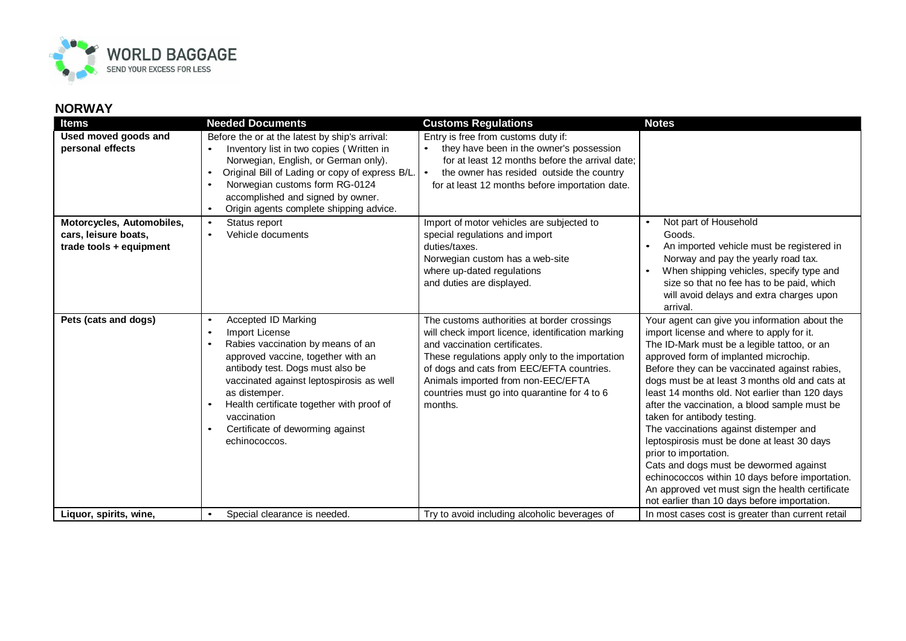## NORWAY

| Items | Needed Documents | Customs Regulations | Notes |
|---|---|---|---|
| **Used moved goods and personal effects** | Before the or at the latest by ship's arrival:<br>• Inventory list in two copies ( Written in Norwegian, English, or German only).<br>• Original Bill of Lading or copy of express B/L.<br>• Norwegian customs form RG-0124 accomplished and signed by owner.<br>• Origin agents complete shipping advice. | Entry is free from customs duty if:<br>• they have been in the owner's possession for at least 12 months before the arrival date;<br>• the owner has resided outside the country for at least 12 months before importation date. | |
| **Motorcycles, Automobiles, cars, leisure boats, trade tools + equipment** | • Status report<br>• Vehicle documents | Import of motor vehicles are subjected to special regulations and import duties/taxes.<br>Norwegian custom has a web-site where up-dated regulations and duties are displayed. | • Not part of Household Goods.<br>• An imported vehicle must be registered in Norway and pay the yearly road tax.<br>• When shipping vehicles, specify type and size so that no fee has to be paid, which will avoid delays and extra charges upon arrival. |
| **Pets (cats and dogs)** | • Accepted ID Marking<br>• Import License<br>• Rabies vaccination by means of an approved vaccine, together with an antibody test. Dogs must also be vaccinated against leptospirosis as well as distemper.<br>• Health certificate together with proof of vaccination<br>• Certificate of deworming against echinococcos. | The customs authorities at border crossings will check import licence, identification marking and vaccination certificates.<br>These regulations apply only to the importation of dogs and cats from EEC/EFTA countries.<br>Animals imported from non-EEC/EFTA countries must go into quarantine for 4 to 6 months. | Your agent can give you information about the import license and where to apply for it.<br>The ID-Mark must be a legible tattoo, or an approved form of implanted microchip.<br>Before they can be vaccinated against rabies, dogs must be at least 3 months old and cats at least 14 months old. Not earlier than 120 days after the vaccination, a blood sample must be taken for antibody testing.<br>The vaccinations against distemper and leptospirosis must be done at least 30 days prior to importation.<br>Cats and dogs must be dewormed against echinococcos within 10 days before importation.<br>An approved vet must sign the health certificate not earlier than 10 days before importation. |
| **Liquor, spirits, wine,** | • Special clearance is needed. | Try to avoid including alcoholic beverages of | In most cases cost is greater than current retail |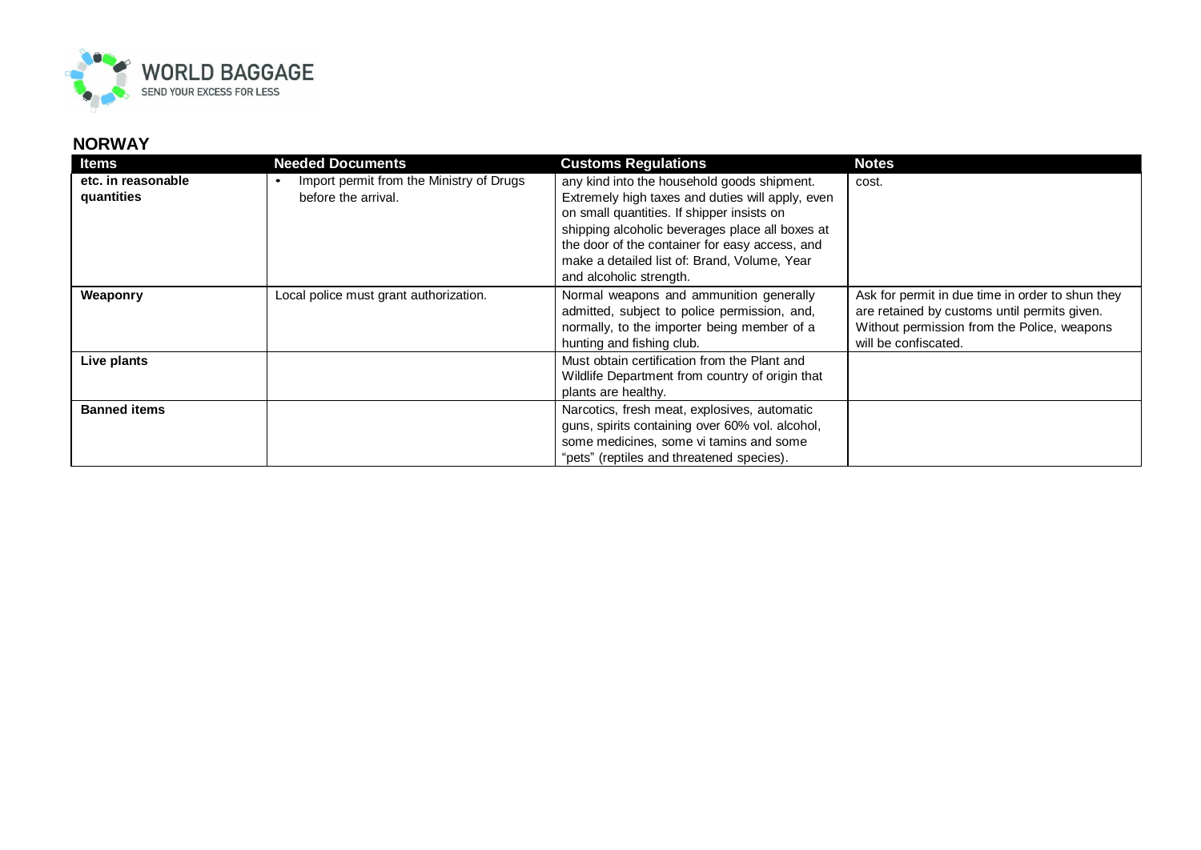## NORWAY

| Items | Needed Documents | Customs Regulations | Notes |
|---|---|---|---|
| **etc. in reasonable quantities** | • Import permit from the Ministry of Drugs before the arrival. | any kind into the household goods shipment. Extremely high taxes and duties will apply, even on small quantities. If shipper insists on shipping alcoholic beverages place all boxes at the door of the container for easy access, and make a detailed list of: Brand, Volume, Year and alcoholic strength. | cost. |
| **Weaponry** | Local police must grant authorization. | Normal weapons and ammunition generally admitted, subject to police permission, and, normally, to the importer being member of a hunting and fishing club. | Ask for permit in due time in order to shun they are retained by customs until permits given. Without permission from the Police, weapons will be confiscated. |
| **Live plants** | | Must obtain certification from the Plant and Wildlife Department from country of origin that plants are healthy. | |
| **Banned items** | | Narcotics, fresh meat, explosives, automatic guns, spirits containing over 60% vol. alcohol, some medicines, some vi tamins and some "pets" (reptiles and threatened species). | |